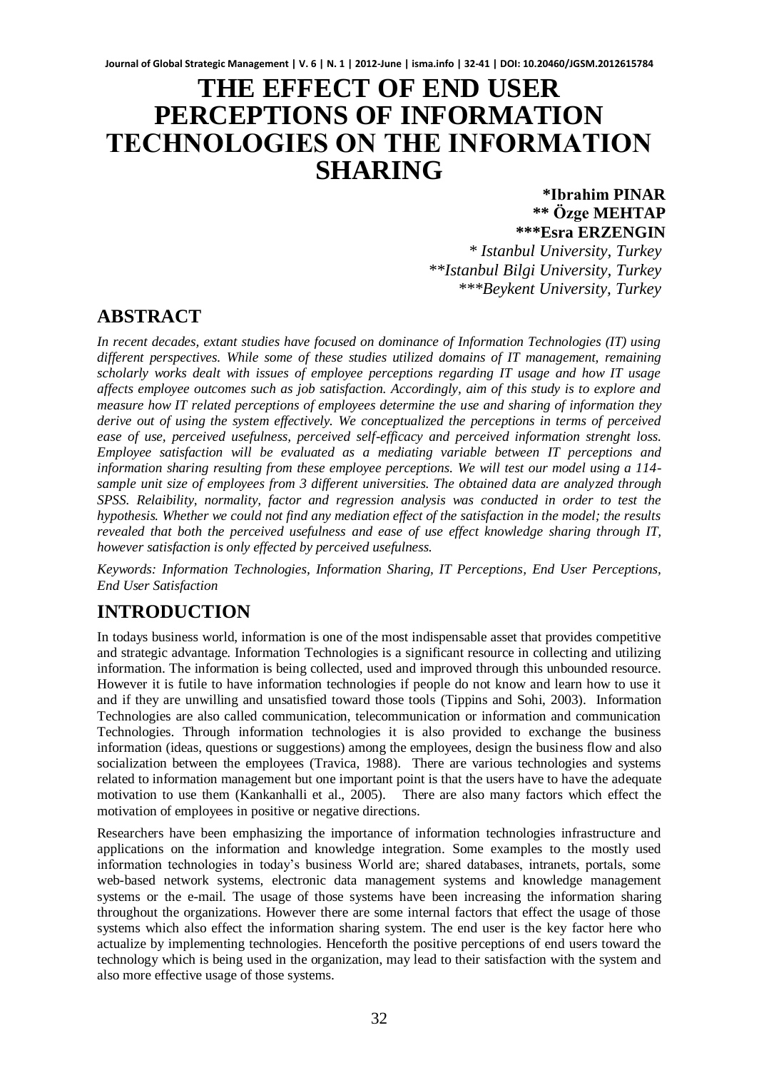# THE EFFECT OF END USER PERCEPTIONS OF INFORMATION TECHNOLOGIES ON THE INFORMATION SHARING

**\*Ibrahim PINAR**
**\*\* Özge MEHTAP**
**\*\*\*Esra ERZENGIN**

*\* Istanbul University, Turkey*
*\*\*Istanbul Bilgi University, Turkey*
*\*\*\*Beykent University, Turkey*

## ABSTRACT

*In recent decades, extant studies have focused on dominance of Information Technologies (IT) using different perspectives. While some of these studies utilized domains of IT management, remaining scholarly works dealt with issues of employee perceptions regarding IT usage and how IT usage affects employee outcomes such as job satisfaction. Accordingly, aim of this study is to explore and measure how IT related perceptions of employees determine the use and sharing of information they derive out of using the system effectively. We conceptualized the perceptions in terms of perceived ease of use, perceived usefulness, perceived self-efficacy and perceived information strenght loss. Employee satisfaction will be evaluated as a mediating variable between IT perceptions and information sharing resulting from these employee perceptions. We will test our model using a 114-sample unit size of employees from 3 different universities. The obtained data are analyzed through SPSS. Relaibility, normality, factor and regression analysis was conducted in order to test the hypothesis. Whether we could not find any mediation effect of the satisfaction in the model; the results revealed that both the perceived usefulness and ease of use effect knowledge sharing through IT, however satisfaction is only effected by perceived usefulness.*

*Keywords: Information Technologies, Information Sharing, IT Perceptions, End User Perceptions, End User Satisfaction*

## INTRODUCTION

In todays business world, information is one of the most indispensable asset that provides competitive and strategic advantage. Information Technologies is a significant resource in collecting and utilizing information. The information is being collected, used and improved through this unbounded resource. However it is futile to have information technologies if people do not know and learn how to use it and if they are unwilling and unsatisfied toward those tools (Tippins and Sohi, 2003). Information Technologies are also called communication, telecommunication or information and communication Technologies. Through information technologies it is also provided to exchange the business information (ideas, questions or suggestions) among the employees, design the business flow and also socialization between the employees (Travica, 1988). There are various technologies and systems related to information management but one important point is that the users have to have the adequate motivation to use them (Kankanhalli et al., 2005). There are also many factors which effect the motivation of employees in positive or negative directions.

Researchers have been emphasizing the importance of information technologies infrastructure and applications on the information and knowledge integration. Some examples to the mostly used information technologies in today's business World are; shared databases, intranets, portals, some web-based network systems, electronic data management systems and knowledge management systems or the e-mail. The usage of those systems have been increasing the information sharing throughout the organizations. However there are some internal factors that effect the usage of those systems which also effect the information sharing system. The end user is the key factor here who actualize by implementing technologies. Henceforth the positive perceptions of end users toward the technology which is being used in the organization, may lead to their satisfaction with the system and also more effective usage of those systems.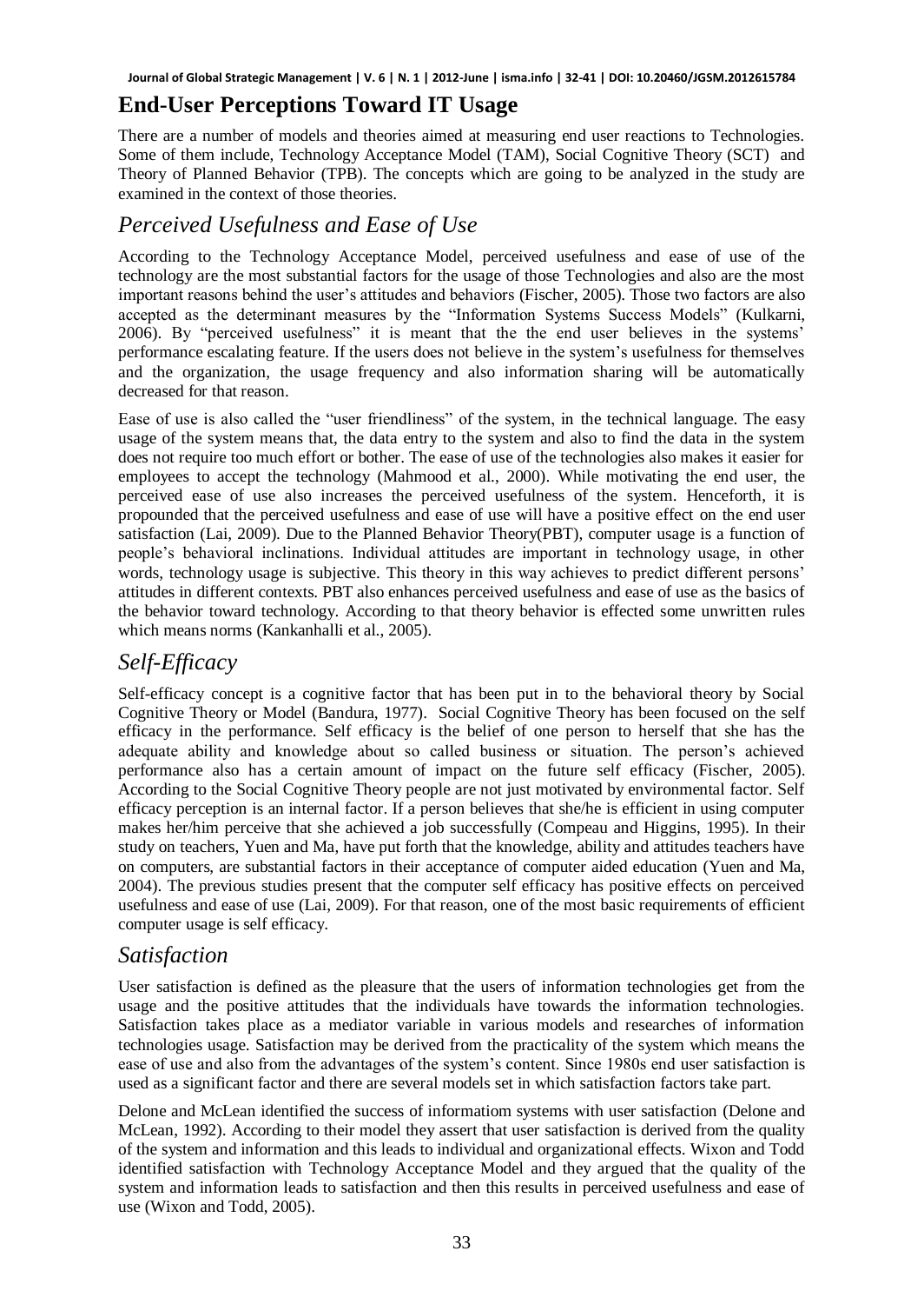## End-User Perceptions Toward IT Usage

There are a number of models and theories aimed at measuring end user reactions to Technologies. Some of them include, Technology Acceptance Model (TAM), Social Cognitive Theory (SCT) and Theory of Planned Behavior (TPB). The concepts which are going to be analyzed in the study are examined in the context of those theories.

### *Perceived Usefulness and Ease of Use*

According to the Technology Acceptance Model, perceived usefulness and ease of use of the technology are the most substantial factors for the usage of those Technologies and also are the most important reasons behind the user's attitudes and behaviors (Fischer, 2005). Those two factors are also accepted as the determinant measures by the "Information Systems Success Models" (Kulkarni, 2006). By "perceived usefulness" it is meant that the the end user believes in the systems' performance escalating feature. If the users does not believe in the system's usefulness for themselves and the organization, the usage frequency and also information sharing will be automatically decreased for that reason.

Ease of use is also called the "user friendliness" of the system, in the technical language. The easy usage of the system means that, the data entry to the system and also to find the data in the system does not require too much effort or bother. The ease of use of the technologies also makes it easier for employees to accept the technology (Mahmood et al., 2000). While motivating the end user, the perceived ease of use also increases the perceived usefulness of the system. Henceforth, it is propounded that the perceived usefulness and ease of use will have a positive effect on the end user satisfaction (Lai, 2009). Due to the Planned Behavior Theory(PBT), computer usage is a function of people's behavioral inclinations. Individual attitudes are important in technology usage, in other words, technology usage is subjective. This theory in this way achieves to predict different persons' attitudes in different contexts. PBT also enhances perceived usefulness and ease of use as the basics of the behavior toward technology. According to that theory behavior is effected some unwritten rules which means norms (Kankanhalli et al., 2005).

### *Self-Efficacy*

Self-efficacy concept is a cognitive factor that has been put in to the behavioral theory by Social Cognitive Theory or Model (Bandura, 1977). Social Cognitive Theory has been focused on the self efficacy in the performance. Self efficacy is the belief of one person to herself that she has the adequate ability and knowledge about so called business or situation. The person's achieved performance also has a certain amount of impact on the future self efficacy (Fischer, 2005). According to the Social Cognitive Theory people are not just motivated by environmental factor. Self efficacy perception is an internal factor. If a person believes that she/he is efficient in using computer makes her/him perceive that she achieved a job successfully (Compeau and Higgins, 1995). In their study on teachers, Yuen and Ma, have put forth that the knowledge, ability and attitudes teachers have on computers, are substantial factors in their acceptance of computer aided education (Yuen and Ma, 2004). The previous studies present that the computer self efficacy has positive effects on perceived usefulness and ease of use (Lai, 2009). For that reason, one of the most basic requirements of efficient computer usage is self efficacy.

### *Satisfaction*

User satisfaction is defined as the pleasure that the users of information technologies get from the usage and the positive attitudes that the individuals have towards the information technologies. Satisfaction takes place as a mediator variable in various models and researches of information technologies usage. Satisfaction may be derived from the practicality of the system which means the ease of use and also from the advantages of the system's content. Since 1980s end user satisfaction is used as a significant factor and there are several models set in which satisfaction factors take part.

Delone and McLean identified the success of informatiom systems with user satisfaction (Delone and McLean, 1992). According to their model they assert that user satisfaction is derived from the quality of the system and information and this leads to individual and organizational effects. Wixon and Todd identified satisfaction with Technology Acceptance Model and they argued that the quality of the system and information leads to satisfaction and then this results in perceived usefulness and ease of use (Wixon and Todd, 2005).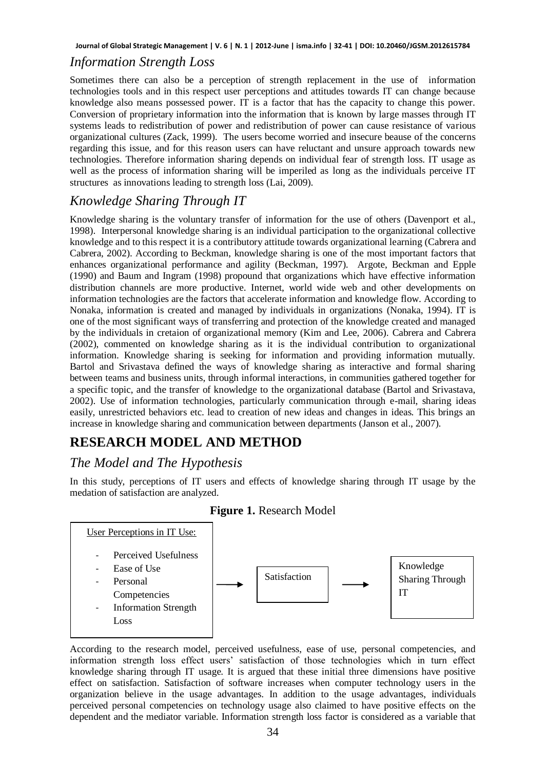## *Information Strength Loss*

Sometimes there can also be a perception of strength replacement in the use of information technologies tools and in this respect user perceptions and attitudes towards IT can change because knowledge also means possessed power. IT is a factor that has the capacity to change this power. Conversion of proprietary information into the information that is known by large masses through IT systems leads to redistribution of power and redistribution of power can cause resistance of various organizational cultures (Zack, 1999). The users become worried and insecure beause of the concerns regarding this issue, and for this reason users can have reluctant and unsure approach towards new technologies. Therefore information sharing depends on individual fear of strength loss. IT usage as well as the process of information sharing will be imperiled as long as the individuals perceive IT structures as innovations leading to strength loss (Lai, 2009).

## *Knowledge Sharing Through IT*

Knowledge sharing is the voluntary transfer of information for the use of others (Davenport et al., 1998). Interpersonal knowledge sharing is an individual participation to the organizational collective knowledge and to this respect it is a contributory attitude towards organizational learning (Cabrera and Cabrera, 2002). According to Beckman, knowledge sharing is one of the most important factors that enhances organizational performance and agility (Beckman, 1997). Argote, Beckman and Epple (1990) and Baum and Ingram (1998) propound that organizations which have effective information distribution channels are more productive. Internet, world wide web and other developments on information technologies are the factors that accelerate information and knowledge flow. According to Nonaka, information is created and managed by individuals in organizations (Nonaka, 1994). IT is one of the most significant ways of transferring and protection of the knowledge created and managed by the individuals in cretaion of organizational memory (Kim and Lee, 2006). Cabrera and Cabrera (2002), commented on knowledge sharing as it is the individual contribution to organizational information. Knowledge sharing is seeking for information and providing information mutually. Bartol and Srivastava defined the ways of knowledge sharing as interactive and formal sharing between teams and business units, through informal interactions, in communities gathered together for a specific topic, and the transfer of knowledge to the organizational database (Bartol and Srivastava, 2002). Use of information technologies, particularly communication through e-mail, sharing ideas easily, unrestricted behaviors etc. lead to creation of new ideas and changes in ideas. This brings an increase in knowledge sharing and communication between departments (Janson et al., 2007).

# RESEARCH MODEL AND METHOD

## *The Model and The Hypothesis*

In this study, perceptions of IT users and effects of knowledge sharing through IT usage by the medation of satisfaction are analyzed.

**Figure 1.** Research Model

User Perceptions in IT Use:

- Perceived Usefulness
- Ease of Use
- Personal Competencies
- Information Strength Loss

→ Satisfaction → Knowledge Sharing Through IT

According to the research model, perceived usefulness, ease of use, personal competencies, and information strength loss effect users' satisfaction of those technologies which in turn effect knowledge sharing through IT usage. It is argued that these initial three dimensions have positive effect on satisfaction. Satisfaction of software increases when computer technology users in the organization believe in the usage advantages. In addition to the usage advantages, individuals perceived personal competencies on technology usage also claimed to have positive effects on the dependent and the mediator variable. Information strength loss factor is considered as a variable that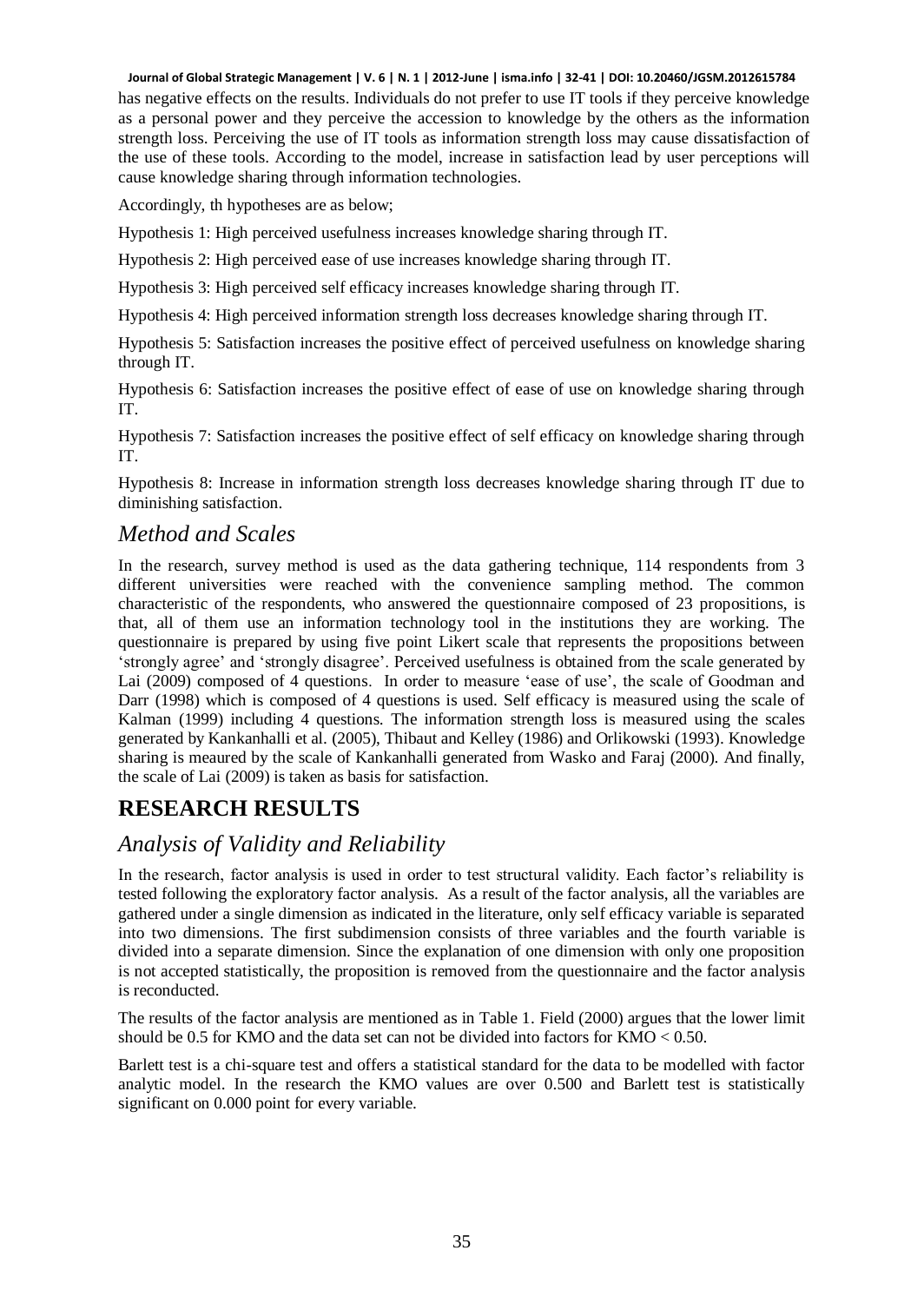has negative effects on the results. Individuals do not prefer to use IT tools if they perceive knowledge as a personal power and they perceive the accession to knowledge by the others as the information strength loss. Perceiving the use of IT tools as information strength loss may cause dissatisfaction of the use of these tools. According to the model, increase in satisfaction lead by user perceptions will cause knowledge sharing through information technologies.

Accordingly, th hypotheses are as below;

Hypothesis 1: High perceived usefulness increases knowledge sharing through IT.

Hypothesis 2: High perceived ease of use increases knowledge sharing through IT.

Hypothesis 3: High perceived self efficacy increases knowledge sharing through IT.

Hypothesis 4: High perceived information strength loss decreases knowledge sharing through IT.

Hypothesis 5: Satisfaction increases the positive effect of perceived usefulness on knowledge sharing through IT.

Hypothesis 6: Satisfaction increases the positive effect of ease of use on knowledge sharing through IT.

Hypothesis 7: Satisfaction increases the positive effect of self efficacy on knowledge sharing through IT.

Hypothesis 8: Increase in information strength loss decreases knowledge sharing through IT due to diminishing satisfaction.

## *Method and Scales*

In the research, survey method is used as the data gathering technique, 114 respondents from 3 different universities were reached with the convenience sampling method. The common characteristic of the respondents, who answered the questionnaire composed of 23 propositions, is that, all of them use an information technology tool in the institutions they are working. The questionnaire is prepared by using five point Likert scale that represents the propositions between 'strongly agree' and 'strongly disagree'. Perceived usefulness is obtained from the scale generated by Lai (2009) composed of 4 questions. In order to measure 'ease of use', the scale of Goodman and Darr (1998) which is composed of 4 questions is used. Self efficacy is measured using the scale of Kalman (1999) including 4 questions. The information strength loss is measured using the scales generated by Kankanhalli et al. (2005), Thibaut and Kelley (1986) and Orlikowski (1993). Knowledge sharing is meaured by the scale of Kankanhalli generated from Wasko and Faraj (2000). And finally, the scale of Lai (2009) is taken as basis for satisfaction.

# RESEARCH RESULTS

## *Analysis of Validity and Reliability*

In the research, factor analysis is used in order to test structural validity. Each factor's reliability is tested following the exploratory factor analysis. As a result of the factor analysis, all the variables are gathered under a single dimension as indicated in the literature, only self efficacy variable is separated into two dimensions. The first subdimension consists of three variables and the fourth variable is divided into a separate dimension. Since the explanation of one dimension with only one proposition is not accepted statistically, the proposition is removed from the questionnaire and the factor analysis is reconducted.

The results of the factor analysis are mentioned as in Table 1. Field (2000) argues that the lower limit should be 0.5 for KMO and the data set can not be divided into factors for KMO < 0.50.

Barlett test is a chi-square test and offers a statistical standard for the data to be modelled with factor analytic model. In the research the KMO values are over 0.500 and Barlett test is statistically significant on 0.000 point for every variable.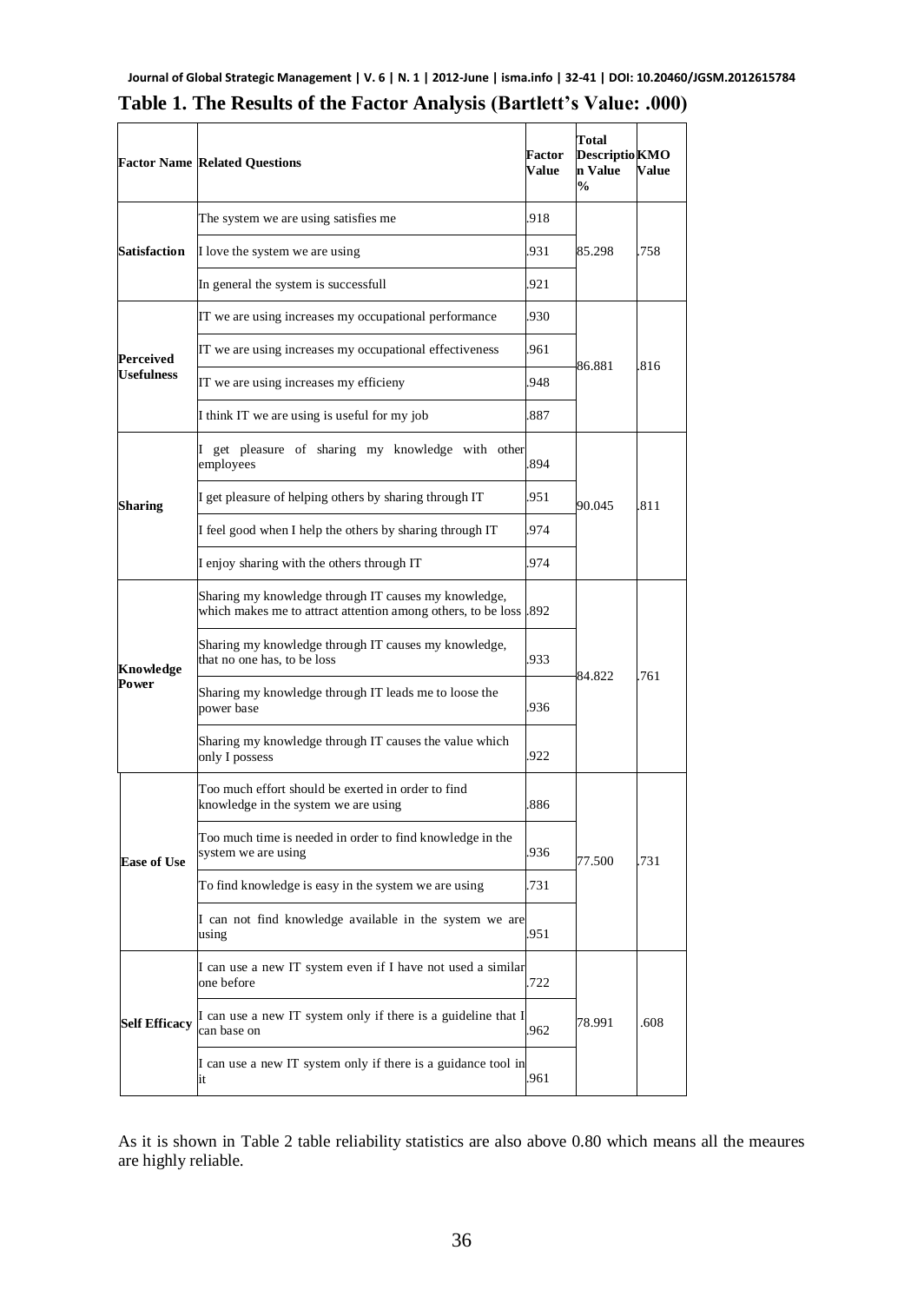**Table 1. The Results of the Factor Analysis (Bartlett's Value: .000)**

| Factor Name | Related Questions | Factor Value | Total Description Value % | KMO Value |
|---|---|---|---|---|
| Satisfaction | The system we are using satisfies me | .918 | 85.298 | .758 |
| | I love the system we are using | .931 | | |
| | In general the system is successfull | .921 | | |
| Perceived Usefulness | IT we are using increases my occupational performance | .930 | 86.881 | .816 |
| | IT we are using increases my occupational effectiveness | .961 | | |
| | IT we are using increases my efficieny | .948 | | |
| | I think IT we are using is useful for my job | .887 | | |
| Sharing | I get pleasure of sharing my knowledge with other employees | .894 | 90.045 | .811 |
| | I get pleasure of helping others by sharing through IT | .951 | | |
| | I feel good when I help the others by sharing through IT | .974 | | |
| | I enjoy sharing with the others through IT | .974 | | |
| Knowledge Power | Sharing my knowledge through IT causes my knowledge, which makes me to attract attention among others, to be loss | .892 | 84.822 | .761 |
| | Sharing my knowledge through IT causes my knowledge, that no one has, to be loss | .933 | | |
| | Sharing my knowledge through IT leads me to loose the power base | .936 | | |
| | Sharing my knowledge through IT causes the value which only I possess | .922 | | |
| Ease of Use | Too much effort should be exerted in order to find knowledge in the system we are using | .886 | 77.500 | .731 |
| | Too much time is needed in order to find knowledge in the system we are using | .936 | | |
| | To find knowledge is easy in the system we are using | .731 | | |
| | I can not find knowledge available in the system we are using | .951 | | |
| Self Efficacy | I can use a new IT system even if I have not used a similar one before | .722 | 78.991 | .608 |
| | I can use a new IT system only if there is a guideline that I can base on | .962 | | |
| | I can use a new IT system only if there is a guidance tool in it | .961 | | |

As it is shown in Table 2 table reliability statistics are also above 0.80 which means all the meaures are highly reliable.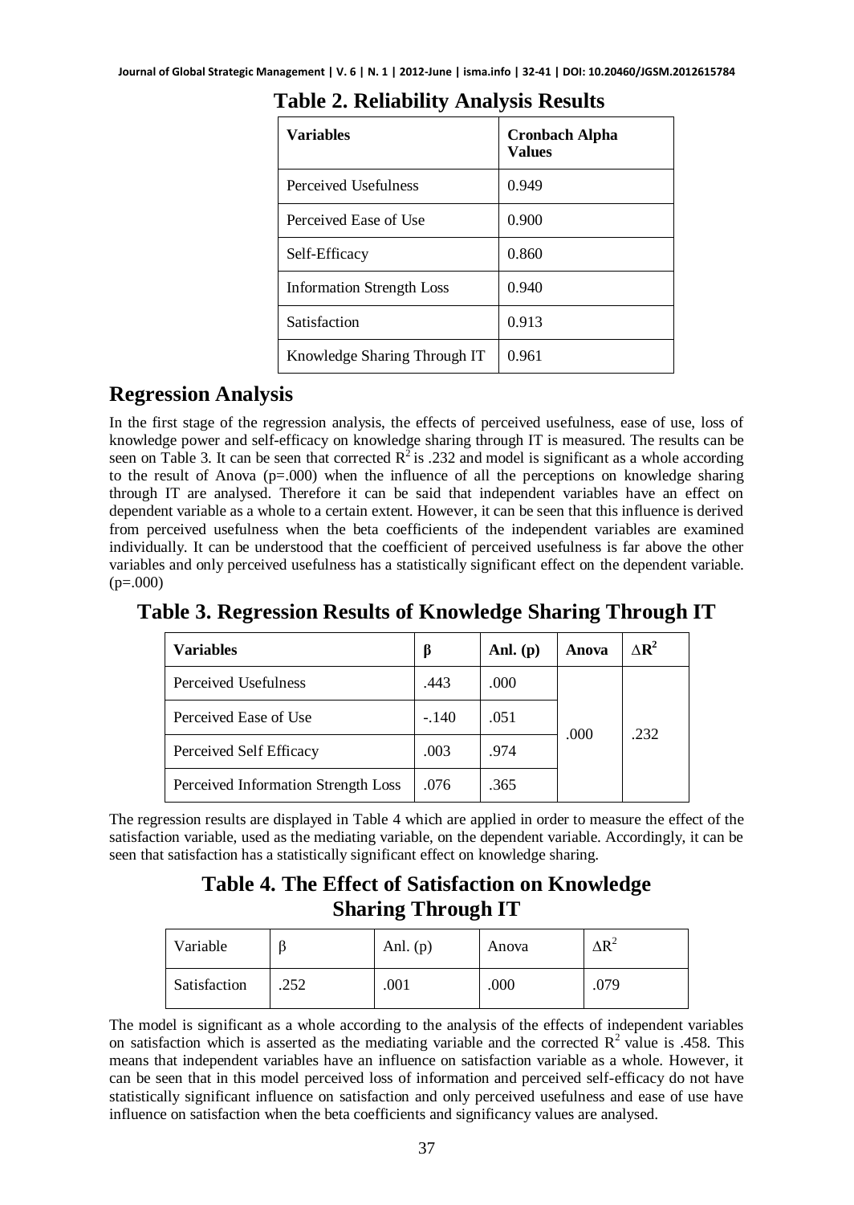## Table 2. Reliability Analysis Results

| Variables | Cronbach Alpha Values |
|---|---|
| Perceived Usefulness | 0.949 |
| Perceived Ease of Use | 0.900 |
| Self-Efficacy | 0.860 |
| Information Strength Loss | 0.940 |
| Satisfaction | 0.913 |
| Knowledge Sharing Through IT | 0.961 |

## Regression Analysis

In the first stage of the regression analysis, the effects of perceived usefulness, ease of use, loss of knowledge power and self-efficacy on knowledge sharing through IT is measured. The results can be seen on Table 3. It can be seen that corrected $R^2$ is .232 and model is significant as a whole according to the result of Anova (p=.000) when the influence of all the perceptions on knowledge sharing through IT are analysed. Therefore it can be said that independent variables have an effect on dependent variable as a whole to a certain extent. However, it can be seen that this influence is derived from perceived usefulness when the beta coefficients of the independent variables are examined individually. It can be understood that the coefficient of perceived usefulness is far above the other variables and only perceived usefulness has a statistically significant effect on the dependent variable. (p=.000)

## Table 3. Regression Results of Knowledge Sharing Through IT

| Variables | β | Anl. (p) | Anova | $\Delta R^2$ |
|---|---|---|---|---|
| Perceived Usefulness | .443 | .000 | .000 | .232 |
| Perceived Ease of Use | -.140 | .051 | | |
| Perceived Self Efficacy | .003 | .974 | | |
| Perceived Information Strength Loss | .076 | .365 | | |

The regression results are displayed in Table 4 which are applied in order to measure the effect of the satisfaction variable, used as the mediating variable, on the dependent variable. Accordingly, it can be seen that satisfaction has a statistically significant effect on knowledge sharing.

## Table 4. The Effect of Satisfaction on Knowledge Sharing Through IT

| Variable | β | Anl. (p) | Anova | $\Delta R^2$ |
|---|---|---|---|---|
| Satisfaction | .252 | .001 | .000 | .079 |

The model is significant as a whole according to the analysis of the effects of independent variables on satisfaction which is asserted as the mediating variable and the corrected $R^2$ value is .458. This means that independent variables have an influence on satisfaction variable as a whole. However, it can be seen that in this model perceived loss of information and perceived self-efficacy do not have statistically significant influence on satisfaction and only perceived usefulness and ease of use have influence on satisfaction when the beta coefficients and significancy values are analysed.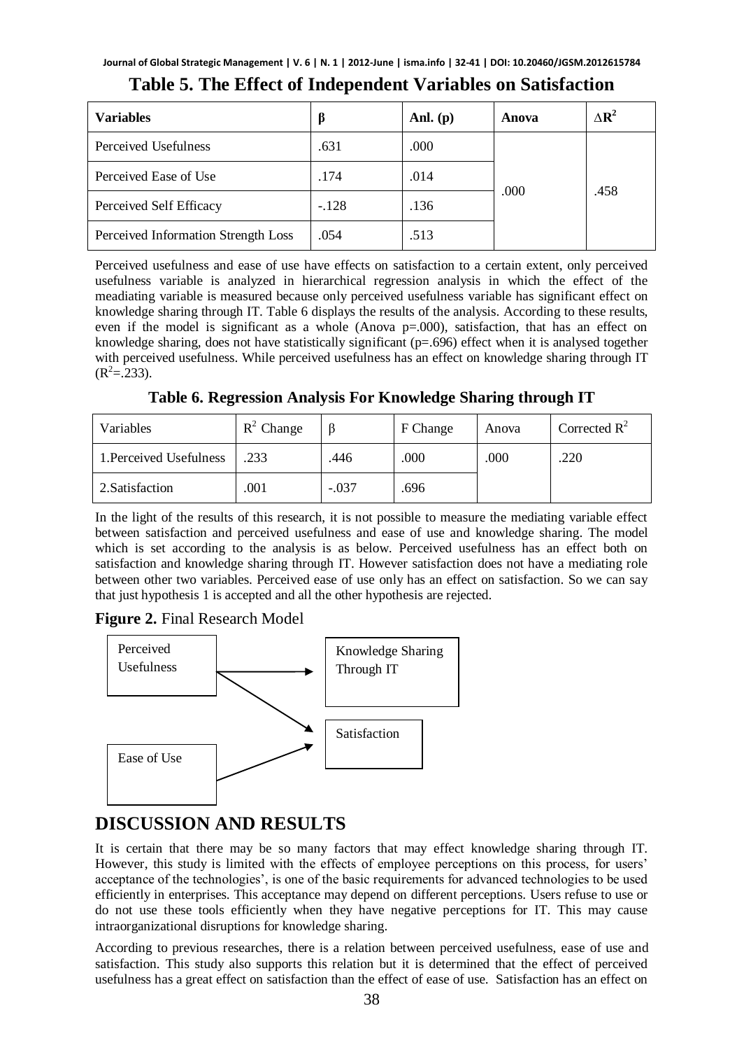**Table 5. The Effect of Independent Variables on Satisfaction**

| Variables | β | Anl. (p) | Anova | $\Delta R^2$ |
|---|---|---|---|---|
| Perceived Usefulness | .631 | .000 | .000 | .458 |
| Perceived Ease of Use | .174 | .014 | | |
| Perceived Self Efficacy | -.128 | .136 | | |
| Perceived Information Strength Loss | .054 | .513 | | |

Perceived usefulness and ease of use have effects on satisfaction to a certain extent, only perceived usefulness variable is analyzed in hierarchical regression analysis in which the effect of the meadiating variable is measured because only perceived usefulness variable has significant effect on knowledge sharing through IT. Table 6 displays the results of the analysis. According to these results, even if the model is significant as a whole (Anova p=.000), satisfaction, that has an effect on knowledge sharing, does not have statistically significant (p=.696) effect when it is analysed together with perceived usefulness. While perceived usefulness has an effect on knowledge sharing through IT ($R^2$=.233).

**Table 6. Regression Analysis For Knowledge Sharing through IT**

| Variables | $R^2$ Change | β | F Change | Anova | Corrected $R^2$ |
|---|---|---|---|---|---|
| 1.Perceived Usefulness | .233 | .446 | .000 | .000 | .220 |
| 2.Satisfaction | .001 | -.037 | .696 | | |

In the light of the results of this research, it is not possible to measure the mediating variable effect between satisfaction and perceived usefulness and ease of use and knowledge sharing. The model which is set according to the analysis is as below. Perceived usefulness has an effect both on satisfaction and knowledge sharing through IT. However satisfaction does not have a mediating role between other two variables. Perceived ease of use only has an effect on satisfaction. So we can say that just hypothesis 1 is accepted and all the other hypothesis are rejected.

**Figure 2.** Final Research Model

Perceived Usefulness → Knowledge Sharing Through IT

Perceived Usefulness → Satisfaction

Ease of Use → Satisfaction

## DISCUSSION AND RESULTS

It is certain that there may be so many factors that may effect knowledge sharing through IT. However, this study is limited with the effects of employee perceptions on this process, for users' acceptance of the technologies', is one of the basic requirements for advanced technologies to be used efficiently in enterprises. This acceptance may depend on different perceptions. Users refuse to use or do not use these tools efficiently when they have negative perceptions for IT. This may cause intraorganizational disruptions for knowledge sharing.

According to previous researches, there is a relation between perceived usefulness, ease of use and satisfaction. This study also supports this relation but it is determined that the effect of perceived usefulness has a great effect on satisfaction than the effect of ease of use. Satisfaction has an effect on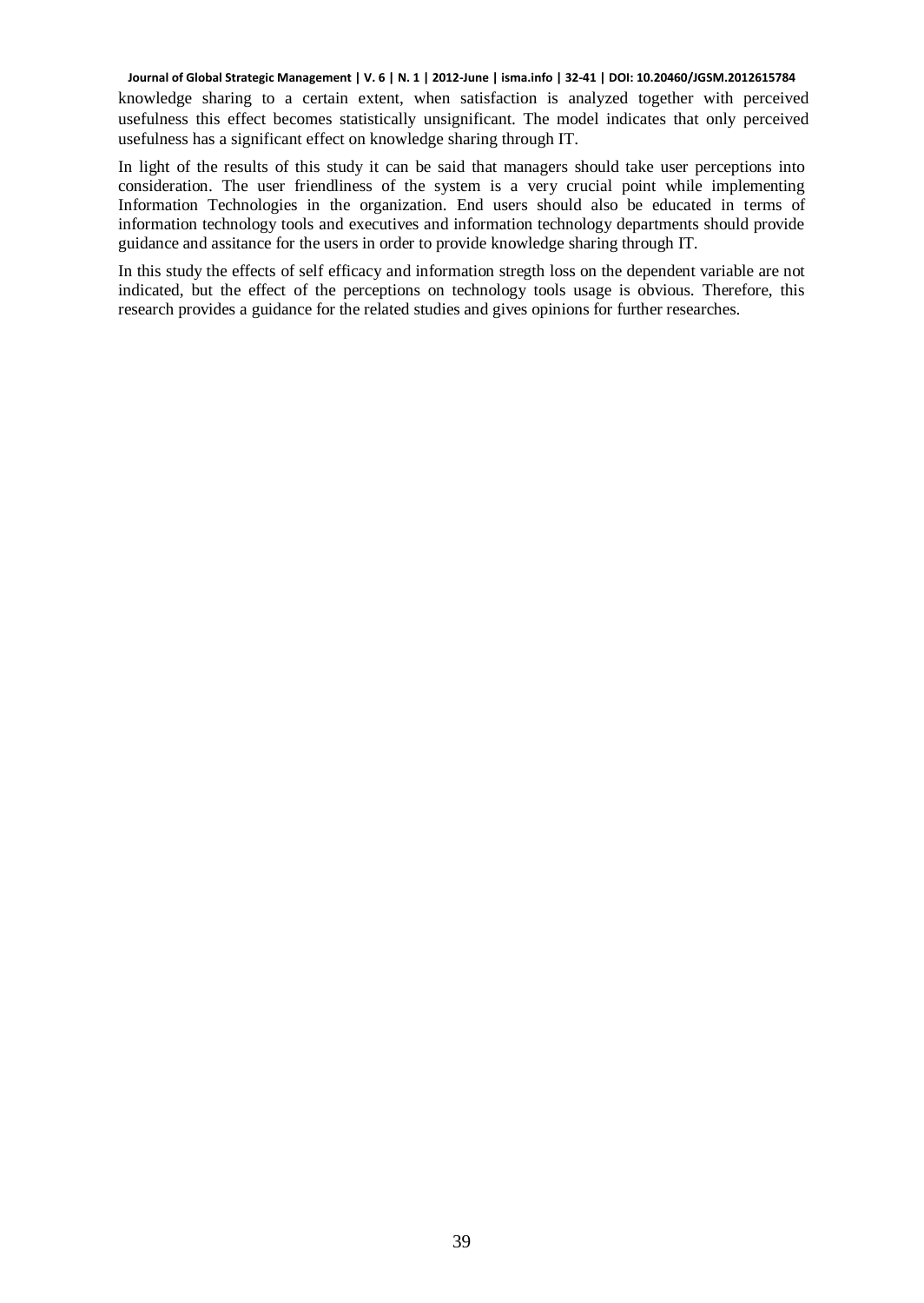knowledge sharing to a certain extent, when satisfaction is analyzed together with perceived usefulness this effect becomes statistically unsignificant. The model indicates that only perceived usefulness has a significant effect on knowledge sharing through IT.

In light of the results of this study it can be said that managers should take user perceptions into consideration. The user friendliness of the system is a very crucial point while implementing Information Technologies in the organization. End users should also be educated in terms of information technology tools and executives and information technology departments should provide guidance and assitance for the users in order to provide knowledge sharing through IT.

In this study the effects of self efficacy and information stregth loss on the dependent variable are not indicated, but the effect of the perceptions on technology tools usage is obvious. Therefore, this research provides a guidance for the related studies and gives opinions for further researches.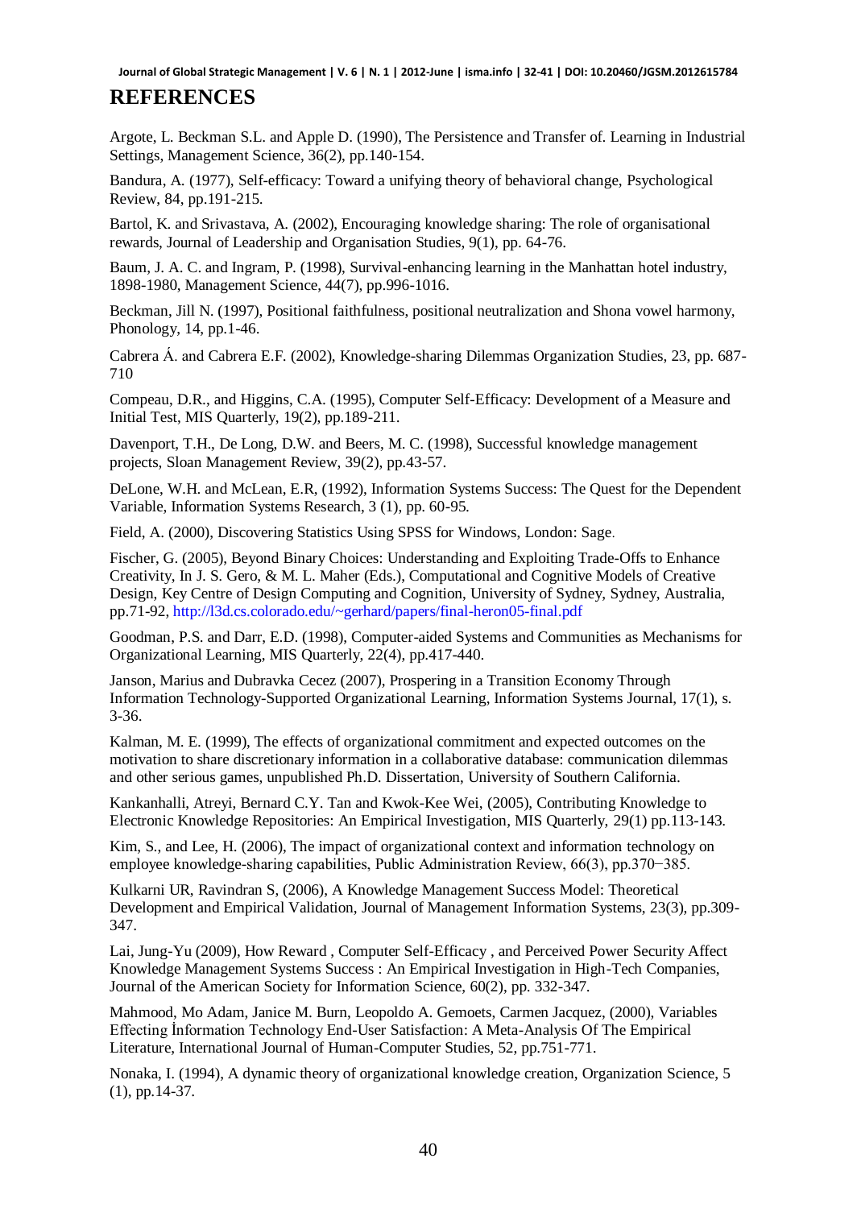## REFERENCES

Argote, L. Beckman S.L. and Apple D. (1990), The Persistence and Transfer of. Learning in Industrial Settings, Management Science, 36(2), pp.140-154.

Bandura, A. (1977), Self-efficacy: Toward a unifying theory of behavioral change, Psychological Review, 84, pp.191-215.

Bartol, K. and Srivastava, A. (2002), Encouraging knowledge sharing: The role of organisational rewards, Journal of Leadership and Organisation Studies, 9(1), pp. 64-76.

Baum, J. A. C. and Ingram, P. (1998), Survival-enhancing learning in the Manhattan hotel industry, 1898-1980, Management Science, 44(7), pp.996-1016.

Beckman, Jill N. (1997), Positional faithfulness, positional neutralization and Shona vowel harmony, Phonology, 14, pp.1-46.

Cabrera Á. and Cabrera E.F. (2002), Knowledge-sharing Dilemmas Organization Studies, 23, pp. 687-710

Compeau, D.R., and Higgins, C.A. (1995), Computer Self-Efficacy: Development of a Measure and Initial Test, MIS Quarterly, 19(2), pp.189-211.

Davenport, T.H., De Long, D.W. and Beers, M. C. (1998), Successful knowledge management projects, Sloan Management Review, 39(2), pp.43-57.

DeLone, W.H. and McLean, E.R, (1992), Information Systems Success: The Quest for the Dependent Variable, Information Systems Research, 3 (1), pp. 60-95.

Field, A. (2000), Discovering Statistics Using SPSS for Windows, London: Sage.

Fischer, G. (2005), Beyond Binary Choices: Understanding and Exploiting Trade-Offs to Enhance Creativity, In J. S. Gero, & M. L. Maher (Eds.), Computational and Cognitive Models of Creative Design, Key Centre of Design Computing and Cognition, University of Sydney, Sydney, Australia, pp.71-92, http://l3d.cs.colorado.edu/~gerhard/papers/final-heron05-final.pdf

Goodman, P.S. and Darr, E.D. (1998), Computer-aided Systems and Communities as Mechanisms for Organizational Learning, MIS Quarterly, 22(4), pp.417-440.

Janson, Marius and Dubravka Cecez (2007), Prospering in a Transition Economy Through Information Technology-Supported Organizational Learning, Information Systems Journal, 17(1), s. 3-36.

Kalman, M. E. (1999), The effects of organizational commitment and expected outcomes on the motivation to share discretionary information in a collaborative database: communication dilemmas and other serious games, unpublished Ph.D. Dissertation, University of Southern California.

Kankanhalli, Atreyi, Bernard C.Y. Tan and Kwok-Kee Wei, (2005), Contributing Knowledge to Electronic Knowledge Repositories: An Empirical Investigation, MIS Quarterly, 29(1) pp.113-143.

Kim, S., and Lee, H. (2006), The impact of organizational context and information technology on employee knowledge-sharing capabilities, Public Administration Review, 66(3), pp.370−385.

Kulkarni UR, Ravindran S, (2006), A Knowledge Management Success Model: Theoretical Development and Empirical Validation, Journal of Management Information Systems, 23(3), pp.309-347.

Lai, Jung-Yu (2009), How Reward , Computer Self-Efficacy , and Perceived Power Security Affect Knowledge Management Systems Success : An Empirical Investigation in High-Tech Companies, Journal of the American Society for Information Science, 60(2), pp. 332-347.

Mahmood, Mo Adam, Janice M. Burn, Leopoldo A. Gemoets, Carmen Jacquez, (2000), Variables Effecting İnformation Technology End-User Satisfaction: A Meta-Analysis Of The Empirical Literature, International Journal of Human-Computer Studies, 52, pp.751-771.

Nonaka, I. (1994), A dynamic theory of organizational knowledge creation, Organization Science, 5 (1), pp.14-37.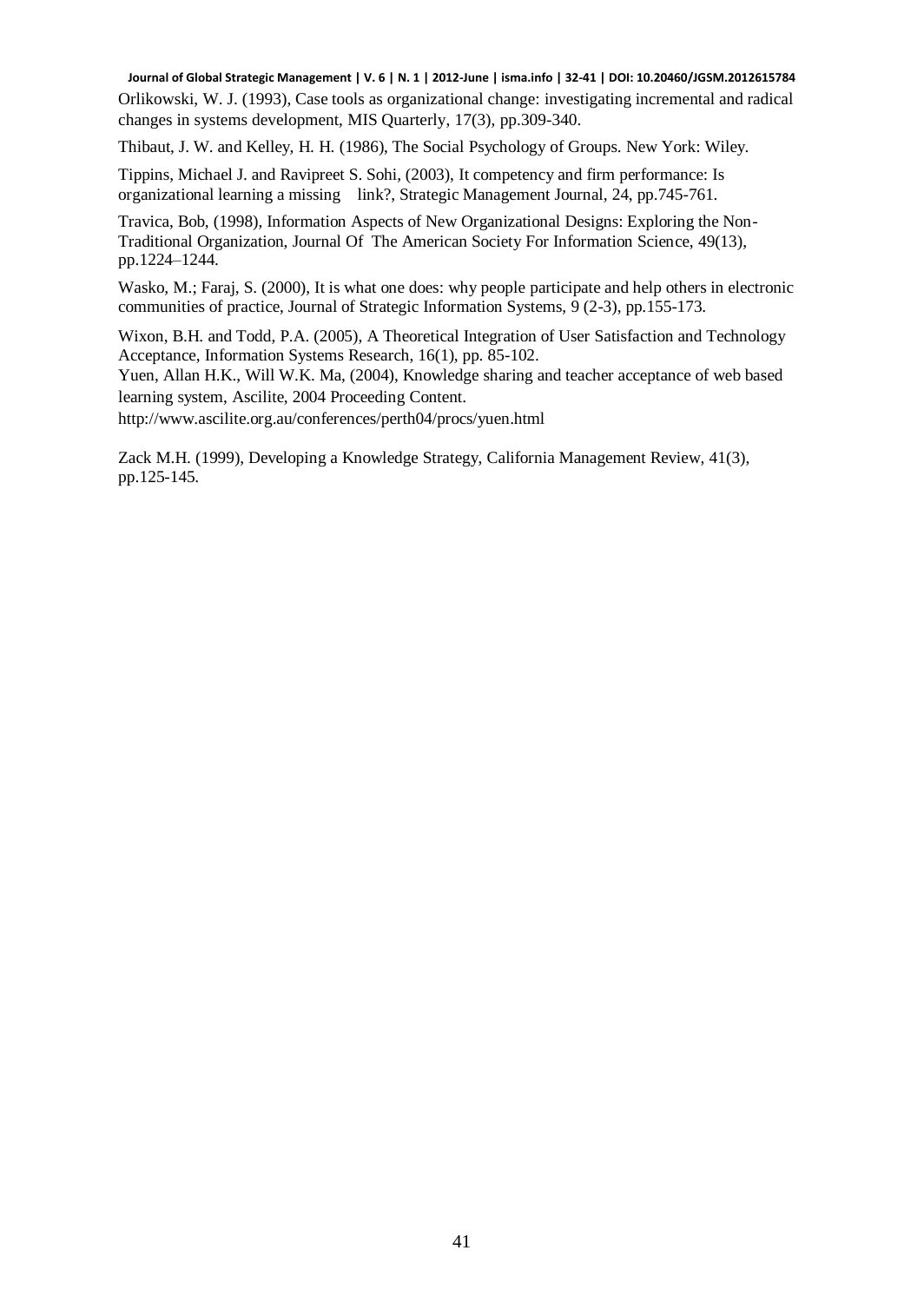Orlikowski, W. J. (1993), Case tools as organizational change: investigating incremental and radical changes in systems development, MIS Quarterly, 17(3), pp.309-340.

Thibaut, J. W. and Kelley, H. H. (1986), The Social Psychology of Groups. New York: Wiley.

Tippins, Michael J. and Ravipreet S. Sohi, (2003), It competency and firm performance: Is organizational learning a missing link?, Strategic Management Journal, 24, pp.745-761.

Travica, Bob, (1998), Information Aspects of New Organizational Designs: Exploring the Non-Traditional Organization, Journal Of The American Society For Information Science, 49(13), pp.1224–1244.

Wasko, M.; Faraj, S. (2000), It is what one does: why people participate and help others in electronic communities of practice, Journal of Strategic Information Systems, 9 (2-3), pp.155-173.

Wixon, B.H. and Todd, P.A. (2005), A Theoretical Integration of User Satisfaction and Technology Acceptance, Information Systems Research, 16(1), pp. 85-102.

Yuen, Allan H.K., Will W.K. Ma, (2004), Knowledge sharing and teacher acceptance of web based learning system, Ascilite, 2004 Proceeding Content.
http://www.ascilite.org.au/conferences/perth04/procs/yuen.html

Zack M.H. (1999), Developing a Knowledge Strategy, California Management Review, 41(3), pp.125-145.